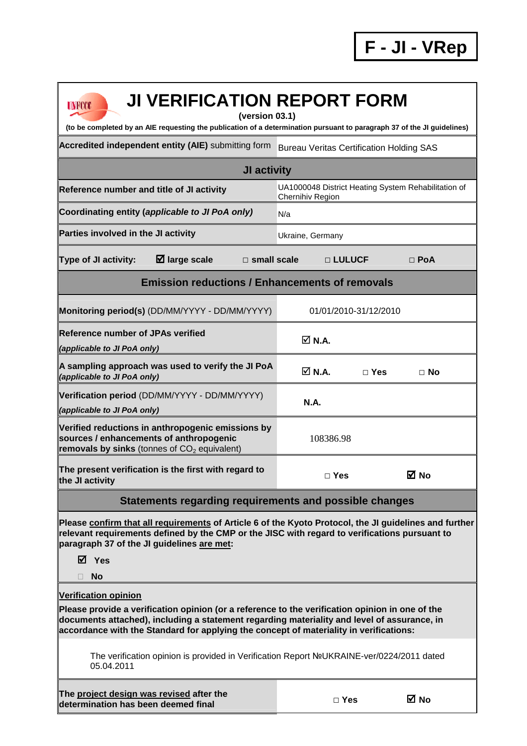**F - JI - VRep**

# JI VERIFICATION REPORT FORM

**(version 03.1)**

**(to be completed by an AIE requesting the publication of a determination pursuant to paragraph 37 of the JI guidelines)**

| | |
|---|---|
| **Accredited independent entity (AIE)** submitting form | Bureau Veritas Certification Holding SAS |
| **JI activity** | |
| **Reference number and title of JI activity** | UA1000048 District Heating System Rehabilitation of Chernihiv Region |
| **Coordinating entity (*applicable to JI PoA only)*** | N/a |
| **Parties involved in the JI activity** | Ukraine, Germany |
| **Type of JI activity:** ☑ large scale □ small scale □ LULUCF □ PoA | |
| **Emission reductions / Enhancements of removals** | |
| **Monitoring period(s)** (DD/MM/YYYY - DD/MM/YYYY) | 01/01/2010-31/12/2010 |
| **Reference number of JPAs verified** *(applicable to JI PoA only)* | ☑ N.A. |
| **A sampling approach was used to verify the JI PoA** *(applicable to JI PoA only)* | ☑ N.A. □ Yes □ No |
| **Verification period** (DD/MM/YYYY - DD/MM/YYYY) *(applicable to JI PoA only)* | N.A. |
| **Verified reductions in anthropogenic emissions by sources / enhancements of anthropogenic removals by sinks** (tonnes of $CO_2$ equivalent) | 108386.98 |
| **The present verification is the first with regard to the JI activity** | □ Yes ☑ No |

## Statements regarding requirements and possible changes

**Please confirm that all requirements of Article 6 of the Kyoto Protocol, the JI guidelines and further relevant requirements defined by the CMP or the JISC with regard to verifications pursuant to paragraph 37 of the JI guidelines are met:**

☑ **Yes**

□ **No**

**Verification opinion**

**Please provide a verification opinion (or a reference to the verification opinion in one of the documents attached), including a statement regarding materiality and level of assurance, in accordance with the Standard for applying the concept of materiality in verifications:**

The verification opinion is provided in Verification Report №UKRAINE-ver/0224/2011 dated 05.04.2011

| | |
|---|---|
| **The project design was revised after the determination has been deemed final** | □ Yes ☑ No |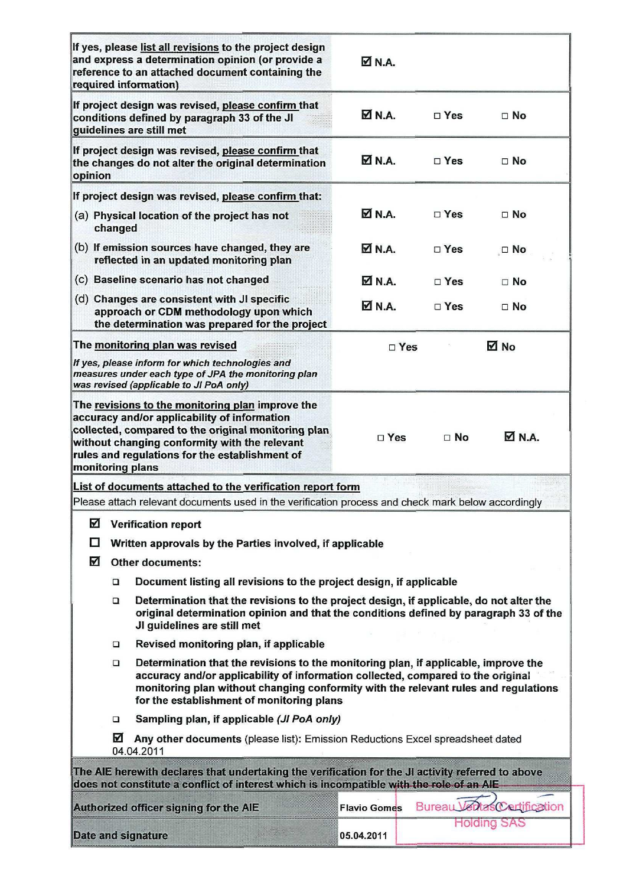| | | | |
|---|---|---|---|
| If yes, please list all revisions to the project design and express a determination opinion (or provide a reference to an attached document containing the required information) | ☑ N.A. | | |
| If project design was revised, please confirm that conditions defined by paragraph 33 of the JI guidelines are still met | ☑ N.A. | □ Yes | □ No |
| If project design was revised, please confirm that the changes do not alter the original determination opinion | ☑ N.A. | □ Yes | □ No |
| If project design was revised, please confirm that: | | | |
| (a) Physical location of the project has not changed | ☑ N.A. | □ Yes | □ No |
| (b) If emission sources have changed, they are reflected in an updated monitoring plan | ☑ N.A. | □ Yes | □ No |
| (c) Baseline scenario has not changed | ☑ N.A. | □ Yes | □ No |
| (d) Changes are consistent with JI specific approach or CDM methodology upon which the determination was prepared for the project | ☑ N.A. | □ Yes | □ No |
| The monitoring plan was revised<br>*If yes, please inform for which technologies and measures under each type of JPA the monitoring plan was revised (applicable to JI PoA only)* | □ Yes | | ☑ No |
| The revisions to the monitoring plan improve the accuracy and/or applicability of information collected, compared to the original monitoring plan without changing conformity with the relevant rules and regulations for the establishment of monitoring plans | □ Yes | □ No | ☑ N.A. |

**List of documents attached to the verification report form**

Please attach relevant documents used in the verification process and check mark below accordingly

- ☑ **Verification report**
- ☐ **Written approvals by the Parties involved, if applicable**
- ☑ **Other documents:**
  - □ Document listing all revisions to the project design, if applicable
  - □ Determination that the revisions to the project design, if applicable, do not alter the original determination opinion and that the conditions defined by paragraph 33 of the JI guidelines are still met
  - □ Revised monitoring plan, if applicable
  - □ Determination that the revisions to the monitoring plan, if applicable, improve the accuracy and/or applicability of information collected, compared to the original monitoring plan without changing conformity with the relevant rules and regulations for the establishment of monitoring plans
  - □ Sampling plan, if applicable *(JI PoA only)*
  - ☑ **Any other documents** (please list): Emission Reductions Excel spreadsheet dated 04.04.2011

**The AIE herewith declares that undertaking the verification for the JI activity referred to above does not constitute a conflict of interest which is incompatible with the role of an AIE**

| | | |
|---|---|---|
| Authorized officer signing for the AIE | Flavio Gomes | Bureau Veritas Certification Holding SAS |
| Date and signature | 05.04.2011 | |